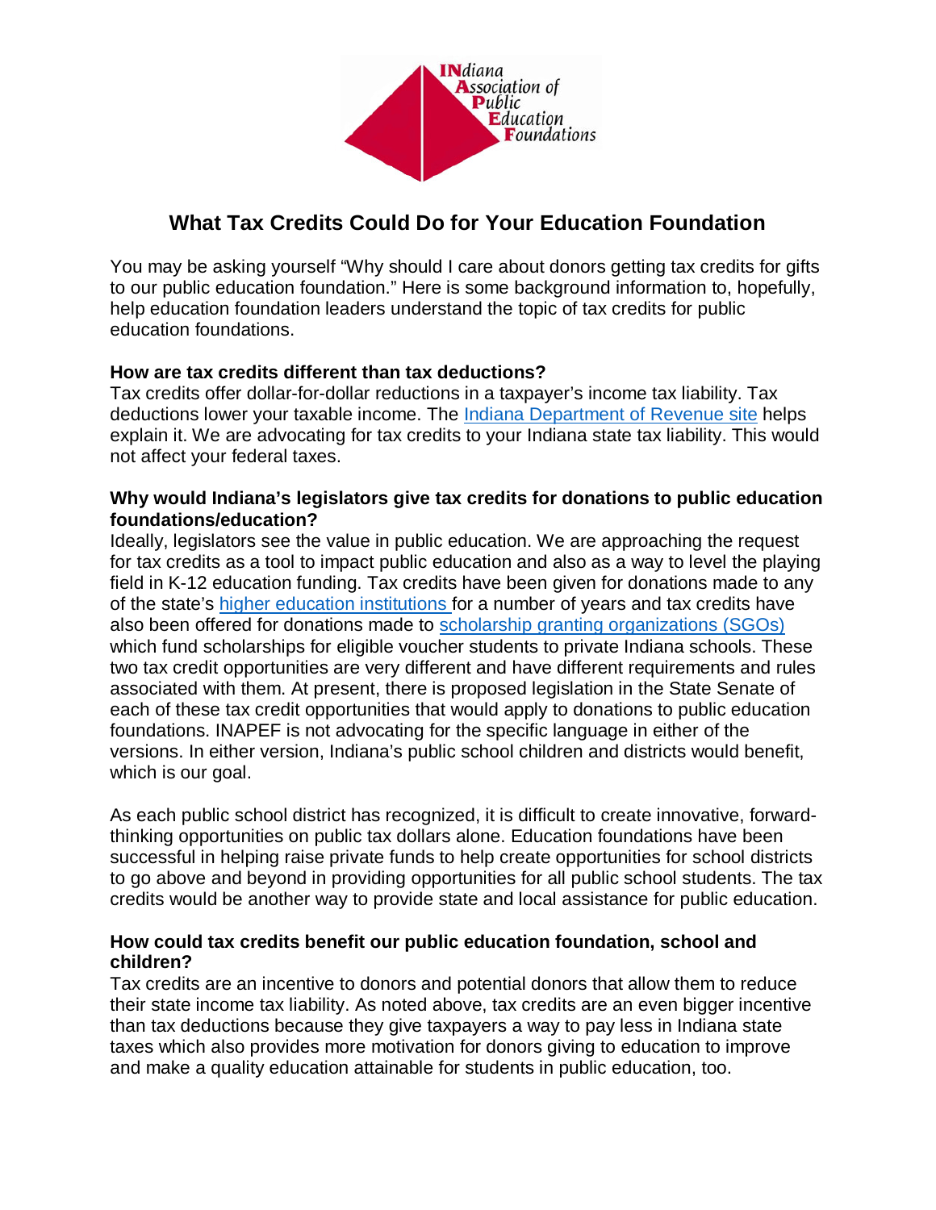INdiana Association of Public Education Foundations

# What Tax Credits Could Do for Your Education Foundation

You may be asking yourself "Why should I care about donors getting tax credits for gifts to our public education foundation." Here is some background information to, hopefully, help education foundation leaders understand the topic of tax credits for public education foundations.

**How are tax credits different than tax deductions?**

Tax credits offer dollar-for-dollar reductions in a taxpayer's income tax liability. Tax deductions lower your taxable income. The Indiana Department of Revenue site helps explain it. We are advocating for tax credits to your Indiana state tax liability. This would not affect your federal taxes.

**Why would Indiana's legislators give tax credits for donations to public education foundations/education?**

Ideally, legislators see the value in public education. We are approaching the request for tax credits as a tool to impact public education and also as a way to level the playing field in K-12 education funding. Tax credits have been given for donations made to any of the state's higher education institutions for a number of years and tax credits have also been offered for donations made to scholarship granting organizations (SGOs) which fund scholarships for eligible voucher students to private Indiana schools. These two tax credit opportunities are very different and have different requirements and rules associated with them. At present, there is proposed legislation in the State Senate of each of these tax credit opportunities that would apply to donations to public education foundations. INAPEF is not advocating for the specific language in either of the versions. In either version, Indiana's public school children and districts would benefit, which is our goal.

As each public school district has recognized, it is difficult to create innovative, forward-thinking opportunities on public tax dollars alone. Education foundations have been successful in helping raise private funds to help create opportunities for school districts to go above and beyond in providing opportunities for all public school students. The tax credits would be another way to provide state and local assistance for public education.

**How could tax credits benefit our public education foundation, school and children?**

Tax credits are an incentive to donors and potential donors that allow them to reduce their state income tax liability. As noted above, tax credits are an even bigger incentive than tax deductions because they give taxpayers a way to pay less in Indiana state taxes which also provides more motivation for donors giving to education to improve and make a quality education attainable for students in public education, too.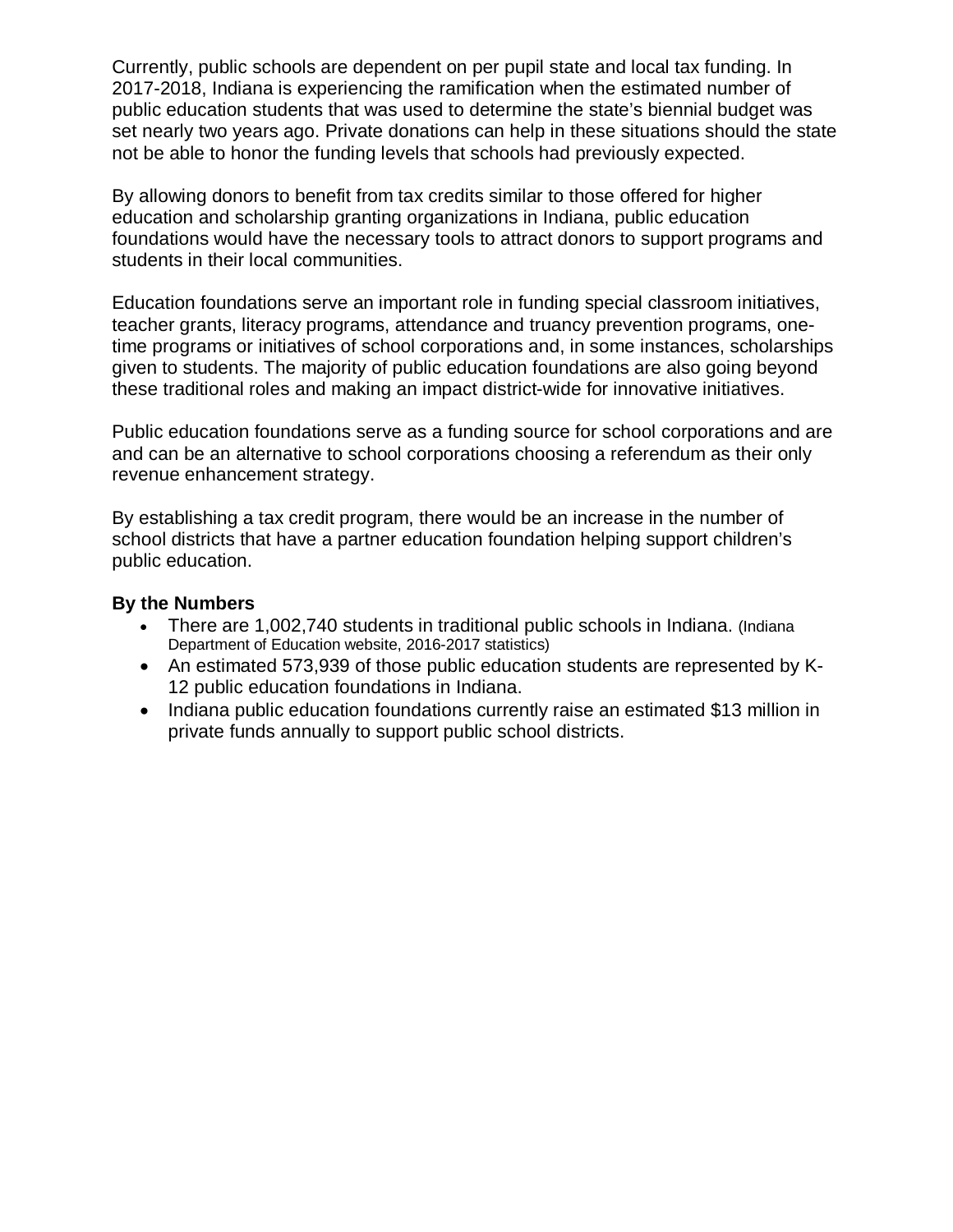Currently, public schools are dependent on per pupil state and local tax funding. In 2017-2018, Indiana is experiencing the ramification when the estimated number of public education students that was used to determine the state's biennial budget was set nearly two years ago. Private donations can help in these situations should the state not be able to honor the funding levels that schools had previously expected.

By allowing donors to benefit from tax credits similar to those offered for higher education and scholarship granting organizations in Indiana, public education foundations would have the necessary tools to attract donors to support programs and students in their local communities.

Education foundations serve an important role in funding special classroom initiatives, teacher grants, literacy programs, attendance and truancy prevention programs, one-time programs or initiatives of school corporations and, in some instances, scholarships given to students. The majority of public education foundations are also going beyond these traditional roles and making an impact district-wide for innovative initiatives.

Public education foundations serve as a funding source for school corporations and are and can be an alternative to school corporations choosing a referendum as their only revenue enhancement strategy.

By establishing a tax credit program, there would be an increase in the number of school districts that have a partner education foundation helping support children's public education.

**By the Numbers**

- There are 1,002,740 students in traditional public schools in Indiana. (Indiana Department of Education website, 2016-2017 statistics)
- An estimated 573,939 of those public education students are represented by K-12 public education foundations in Indiana.
- Indiana public education foundations currently raise an estimated $13 million in private funds annually to support public school districts.